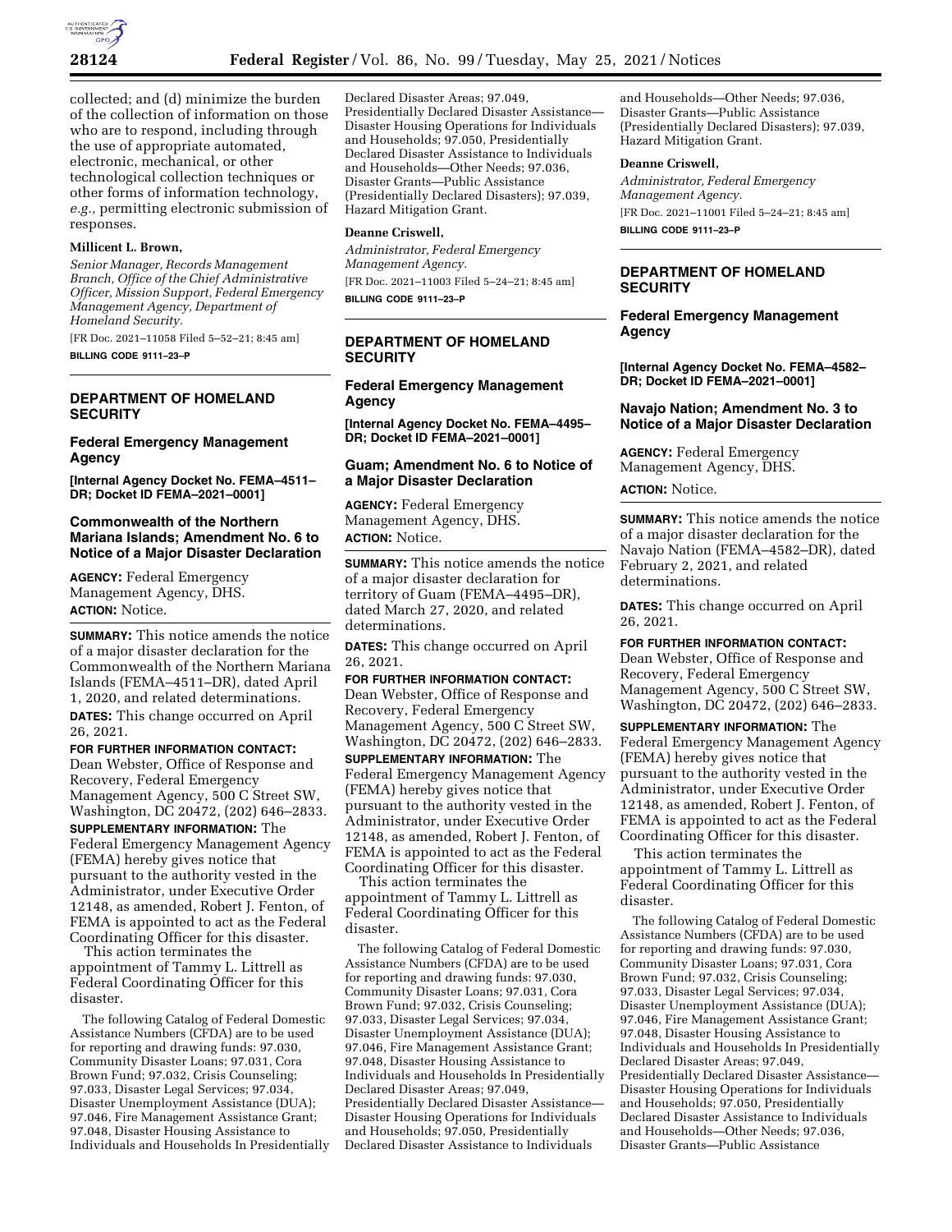collected; and (d) minimize the burden of the collection of information on those who are to respond, including through the use of appropriate automated, electronic, mechanical, or other technological collection techniques or other forms of information technology, *e.g.,* permitting electronic submission of responses.

**Millicent L. Brown,**

*Senior Manager, Records Management Branch, Office of the Chief Administrative Officer, Mission Support, Federal Emergency Management Agency, Department of Homeland Security.*

[FR Doc. 2021–11058 Filed 5–52–21; 8:45 am]

**BILLING CODE 9111–23–P**

## DEPARTMENT OF HOMELAND SECURITY

### Federal Emergency Management Agency

**[Internal Agency Docket No. FEMA–4511–DR; Docket ID FEMA–2021–0001]**

### Commonwealth of the Northern Mariana Islands; Amendment No. 6 to Notice of a Major Disaster Declaration

**AGENCY:** Federal Emergency Management Agency, DHS.

**ACTION:** Notice.

**SUMMARY:** This notice amends the notice of a major disaster declaration for the Commonwealth of the Northern Mariana Islands (FEMA–4511–DR), dated April 1, 2020, and related determinations.

**DATES:** This change occurred on April 26, 2021.

**FOR FURTHER INFORMATION CONTACT:** Dean Webster, Office of Response and Recovery, Federal Emergency Management Agency, 500 C Street SW, Washington, DC 20472, (202) 646–2833.

**SUPPLEMENTARY INFORMATION:** The Federal Emergency Management Agency (FEMA) hereby gives notice that pursuant to the authority vested in the Administrator, under Executive Order 12148, as amended, Robert J. Fenton, of FEMA is appointed to act as the Federal Coordinating Officer for this disaster.

This action terminates the appointment of Tammy L. Littrell as Federal Coordinating Officer for this disaster.

The following Catalog of Federal Domestic Assistance Numbers (CFDA) are to be used for reporting and drawing funds: 97.030, Community Disaster Loans; 97.031, Cora Brown Fund; 97.032, Crisis Counseling; 97.033, Disaster Legal Services; 97.034, Disaster Unemployment Assistance (DUA); 97.046, Fire Management Assistance Grant; 97.048, Disaster Housing Assistance to Individuals and Households In Presidentially Declared Disaster Areas; 97.049, Presidentially Declared Disaster Assistance—Disaster Housing Operations for Individuals and Households; 97.050, Presidentially Declared Disaster Assistance to Individuals and Households—Other Needs; 97.036, Disaster Grants—Public Assistance (Presidentially Declared Disasters); 97.039, Hazard Mitigation Grant.

**Deanne Criswell,**

*Administrator, Federal Emergency Management Agency.*

[FR Doc. 2021–11003 Filed 5–24–21; 8:45 am]

**BILLING CODE 9111–23–P**

## DEPARTMENT OF HOMELAND SECURITY

### Federal Emergency Management Agency

**[Internal Agency Docket No. FEMA–4495–DR; Docket ID FEMA–2021–0001]**

### Guam; Amendment No. 6 to Notice of a Major Disaster Declaration

**AGENCY:** Federal Emergency Management Agency, DHS.

**ACTION:** Notice.

**SUMMARY:** This notice amends the notice of a major disaster declaration for territory of Guam (FEMA–4495–DR), dated March 27, 2020, and related determinations.

**DATES:** This change occurred on April 26, 2021.

**FOR FURTHER INFORMATION CONTACT:** Dean Webster, Office of Response and Recovery, Federal Emergency Management Agency, 500 C Street SW, Washington, DC 20472, (202) 646–2833.

**SUPPLEMENTARY INFORMATION:** The Federal Emergency Management Agency (FEMA) hereby gives notice that pursuant to the authority vested in the Administrator, under Executive Order 12148, as amended, Robert J. Fenton, of FEMA is appointed to act as the Federal Coordinating Officer for this disaster.

This action terminates the appointment of Tammy L. Littrell as Federal Coordinating Officer for this disaster.

The following Catalog of Federal Domestic Assistance Numbers (CFDA) are to be used for reporting and drawing funds: 97.030, Community Disaster Loans; 97.031, Cora Brown Fund; 97.032, Crisis Counseling; 97.033, Disaster Legal Services; 97.034, Disaster Unemployment Assistance (DUA); 97.046, Fire Management Assistance Grant; 97.048, Disaster Housing Assistance to Individuals and Households In Presidentially Declared Disaster Areas; 97.049, Presidentially Declared Disaster Assistance—Disaster Housing Operations for Individuals and Households; 97.050, Presidentially Declared Disaster Assistance to Individuals and Households—Other Needs; 97.036, Disaster Grants—Public Assistance (Presidentially Declared Disasters); 97.039, Hazard Mitigation Grant.

**Deanne Criswell,**

*Administrator, Federal Emergency Management Agency.*

[FR Doc. 2021–11001 Filed 5–24–21; 8:45 am]

**BILLING CODE 9111–23–P**

## DEPARTMENT OF HOMELAND SECURITY

### Federal Emergency Management Agency

**[Internal Agency Docket No. FEMA–4582–DR; Docket ID FEMA–2021–0001]**

### Navajo Nation; Amendment No. 3 to Notice of a Major Disaster Declaration

**AGENCY:** Federal Emergency Management Agency, DHS.

**ACTION:** Notice.

**SUMMARY:** This notice amends the notice of a major disaster declaration for the Navajo Nation (FEMA–4582–DR), dated February 2, 2021, and related determinations.

**DATES:** This change occurred on April 26, 2021.

**FOR FURTHER INFORMATION CONTACT:** Dean Webster, Office of Response and Recovery, Federal Emergency Management Agency, 500 C Street SW, Washington, DC 20472, (202) 646–2833.

**SUPPLEMENTARY INFORMATION:** The Federal Emergency Management Agency (FEMA) hereby gives notice that pursuant to the authority vested in the Administrator, under Executive Order 12148, as amended, Robert J. Fenton, of FEMA is appointed to act as the Federal Coordinating Officer for this disaster.

This action terminates the appointment of Tammy L. Littrell as Federal Coordinating Officer for this disaster.

The following Catalog of Federal Domestic Assistance Numbers (CFDA) are to be used for reporting and drawing funds: 97.030, Community Disaster Loans; 97.031, Cora Brown Fund; 97.032, Crisis Counseling; 97.033, Disaster Legal Services; 97.034, Disaster Unemployment Assistance (DUA); 97.046, Fire Management Assistance Grant; 97.048, Disaster Housing Assistance to Individuals and Households In Presidentially Declared Disaster Areas; 97.049, Presidentially Declared Disaster Assistance—Disaster Housing Operations for Individuals and Households; 97.050, Presidentially Declared Disaster Assistance to Individuals and Households—Other Needs; 97.036, Disaster Grants—Public Assistance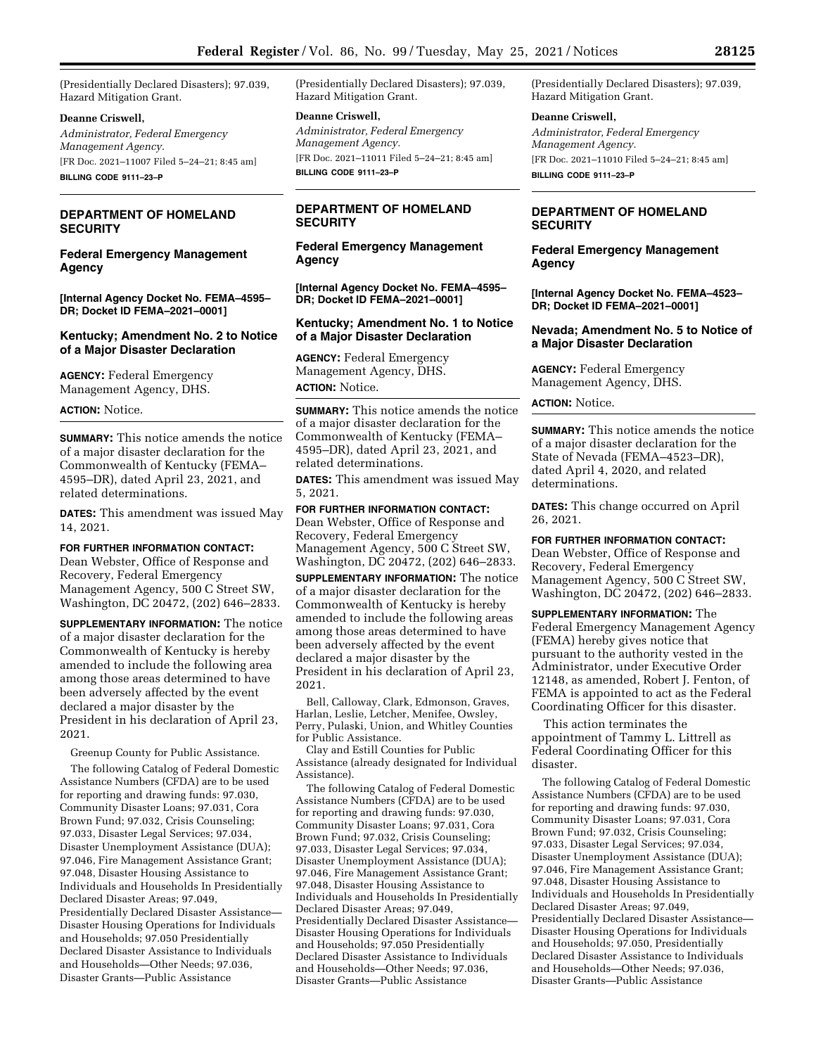(Presidentially Declared Disasters); 97.039, Hazard Mitigation Grant.

**Deanne Criswell,**

*Administrator, Federal Emergency Management Agency.*

[FR Doc. 2021–11007 Filed 5–24–21; 8:45 am]

**BILLING CODE 9111–23–P**

## DEPARTMENT OF HOMELAND SECURITY

### Federal Emergency Management Agency

**[Internal Agency Docket No. FEMA–4595–DR; Docket ID FEMA–2021–0001]**

### Kentucky; Amendment No. 2 to Notice of a Major Disaster Declaration

**AGENCY:** Federal Emergency Management Agency, DHS.

**ACTION:** Notice.

**SUMMARY:** This notice amends the notice of a major disaster declaration for the Commonwealth of Kentucky (FEMA–4595–DR), dated April 23, 2021, and related determinations.

**DATES:** This amendment was issued May 14, 2021.

**FOR FURTHER INFORMATION CONTACT:** Dean Webster, Office of Response and Recovery, Federal Emergency Management Agency, 500 C Street SW, Washington, DC 20472, (202) 646–2833.

**SUPPLEMENTARY INFORMATION:** The notice of a major disaster declaration for the Commonwealth of Kentucky is hereby amended to include the following area among those areas determined to have been adversely affected by the event declared a major disaster by the President in his declaration of April 23, 2021.

Greenup County for Public Assistance.

The following Catalog of Federal Domestic Assistance Numbers (CFDA) are to be used for reporting and drawing funds: 97.030, Community Disaster Loans; 97.031, Cora Brown Fund; 97.032, Crisis Counseling; 97.033, Disaster Legal Services; 97.034, Disaster Unemployment Assistance (DUA); 97.046, Fire Management Assistance Grant; 97.048, Disaster Housing Assistance to Individuals and Households In Presidentially Declared Disaster Areas; 97.049, Presidentially Declared Disaster Assistance—Disaster Housing Operations for Individuals and Households; 97.050 Presidentially Declared Disaster Assistance to Individuals and Households—Other Needs; 97.036, Disaster Grants—Public Assistance (Presidentially Declared Disasters); 97.039, Hazard Mitigation Grant.

**Deanne Criswell,**

*Administrator, Federal Emergency Management Agency.*

[FR Doc. 2021–11011 Filed 5–24–21; 8:45 am]

**BILLING CODE 9111–23–P**

## DEPARTMENT OF HOMELAND SECURITY

### Federal Emergency Management Agency

**[Internal Agency Docket No. FEMA–4595–DR; Docket ID FEMA–2021–0001]**

### Kentucky; Amendment No. 1 to Notice of a Major Disaster Declaration

**AGENCY:** Federal Emergency Management Agency, DHS.

**ACTION:** Notice.

**SUMMARY:** This notice amends the notice of a major disaster declaration for the Commonwealth of Kentucky (FEMA–4595–DR), dated April 23, 2021, and related determinations.

**DATES:** This amendment was issued May 5, 2021.

**FOR FURTHER INFORMATION CONTACT:** Dean Webster, Office of Response and Recovery, Federal Emergency Management Agency, 500 C Street SW, Washington, DC 20472, (202) 646–2833.

**SUPPLEMENTARY INFORMATION:** The notice of a major disaster declaration for the Commonwealth of Kentucky is hereby amended to include the following areas among those areas determined to have been adversely affected by the event declared a major disaster by the President in his declaration of April 23, 2021.

Bell, Calloway, Clark, Edmonson, Graves, Harlan, Leslie, Letcher, Menifee, Owsley, Perry, Pulaski, Union, and Whitley Counties for Public Assistance.

Clay and Estill Counties for Public Assistance (already designated for Individual Assistance).

The following Catalog of Federal Domestic Assistance Numbers (CFDA) are to be used for reporting and drawing funds: 97.030, Community Disaster Loans; 97.031, Cora Brown Fund; 97.032, Crisis Counseling; 97.033, Disaster Legal Services; 97.034, Disaster Unemployment Assistance (DUA); 97.046, Fire Management Assistance Grant; 97.048, Disaster Housing Assistance to Individuals and Households In Presidentially Declared Disaster Areas; 97.049, Presidentially Declared Disaster Assistance—Disaster Housing Operations for Individuals and Households; 97.050 Presidentially Declared Disaster Assistance to Individuals and Households—Other Needs; 97.036, Disaster Grants—Public Assistance (Presidentially Declared Disasters); 97.039, Hazard Mitigation Grant.

**Deanne Criswell,**

*Administrator, Federal Emergency Management Agency.*

[FR Doc. 2021–11010 Filed 5–24–21; 8:45 am]

**BILLING CODE 9111–23–P**

## DEPARTMENT OF HOMELAND SECURITY

### Federal Emergency Management Agency

**[Internal Agency Docket No. FEMA–4523–DR; Docket ID FEMA–2021–0001]**

### Nevada; Amendment No. 5 to Notice of a Major Disaster Declaration

**AGENCY:** Federal Emergency Management Agency, DHS.

**ACTION:** Notice.

**SUMMARY:** This notice amends the notice of a major disaster declaration for the State of Nevada (FEMA–4523–DR), dated April 4, 2020, and related determinations.

**DATES:** This change occurred on April 26, 2021.

**FOR FURTHER INFORMATION CONTACT:** Dean Webster, Office of Response and Recovery, Federal Emergency Management Agency, 500 C Street SW, Washington, DC 20472, (202) 646–2833.

**SUPPLEMENTARY INFORMATION:** The Federal Emergency Management Agency (FEMA) hereby gives notice that pursuant to the authority vested in the Administrator, under Executive Order 12148, as amended, Robert J. Fenton, of FEMA is appointed to act as the Federal Coordinating Officer for this disaster.

This action terminates the appointment of Tammy L. Littrell as Federal Coordinating Officer for this disaster.

The following Catalog of Federal Domestic Assistance Numbers (CFDA) are to be used for reporting and drawing funds: 97.030, Community Disaster Loans; 97.031, Cora Brown Fund; 97.032, Crisis Counseling; 97.033, Disaster Legal Services; 97.034, Disaster Unemployment Assistance (DUA); 97.046, Fire Management Assistance Grant; 97.048, Disaster Housing Assistance to Individuals and Households In Presidentially Declared Disaster Areas; 97.049, Presidentially Declared Disaster Assistance—Disaster Housing Operations for Individuals and Households; 97.050, Presidentially Declared Disaster Assistance to Individuals and Households—Other Needs; 97.036, Disaster Grants—Public Assistance